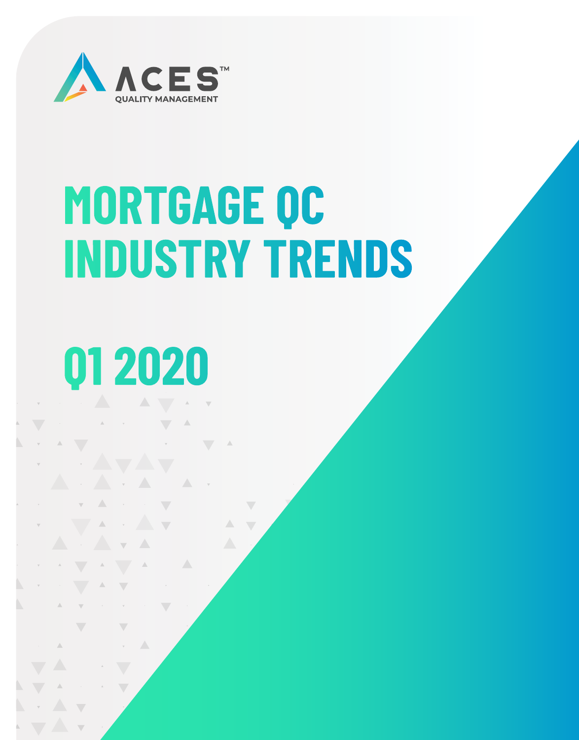ACES™
QUALITY MANAGEMENT

# MORTGAGE QC INDUSTRY TRENDS

# Q1 2020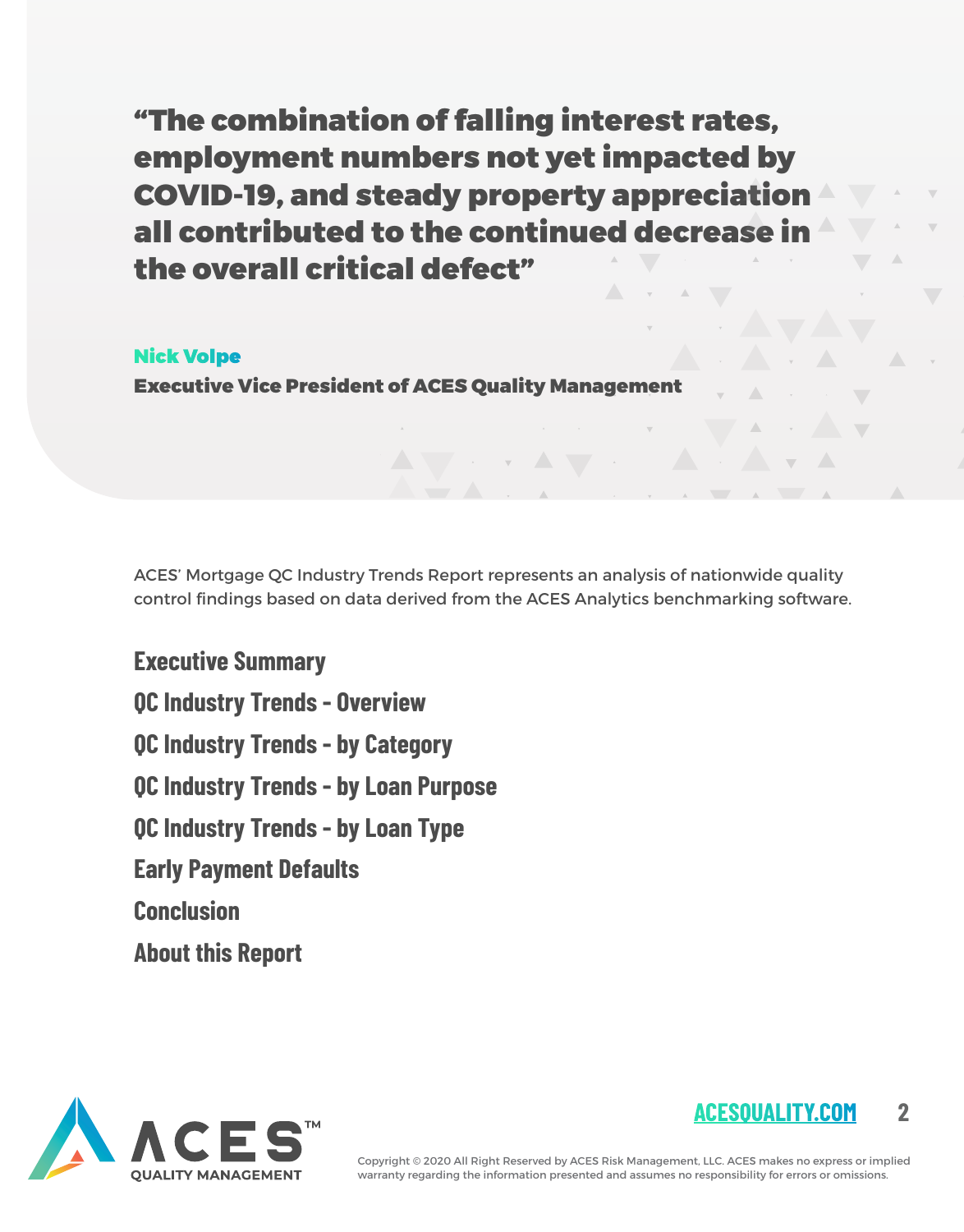> **"The combination of falling interest rates, employment numbers not yet impacted by COVID-19, and steady property appreciation all contributed to the continued decrease in the overall critical defect"**

**Nick Volpe**
**Executive Vice President of ACES Quality Management**

ACES' Mortgage QC Industry Trends Report represents an analysis of nationwide quality control findings based on data derived from the ACES Analytics benchmarking software.

- Executive Summary
- QC Industry Trends - Overview
- QC Industry Trends - by Category
- QC Industry Trends - by Loan Purpose
- QC Industry Trends - by Loan Type
- Early Payment Defaults
- Conclusion
- About this Report

ACESQUALITY.COM

Copyright © 2020 All Right Reserved by ACES Risk Management, LLC. ACES makes no express or implied warranty regarding the information presented and assumes no responsibility for errors or omissions.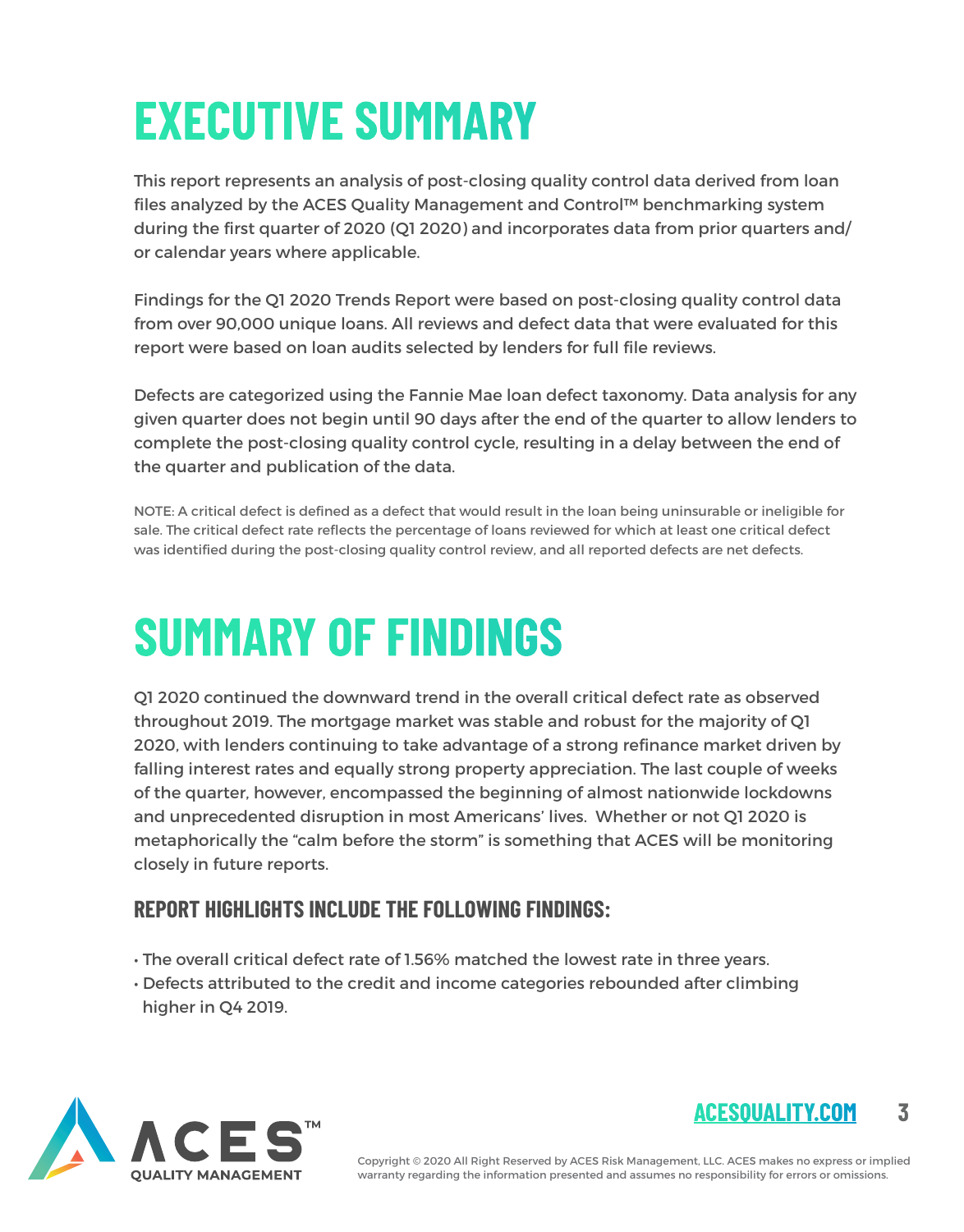# EXECUTIVE SUMMARY

This report represents an analysis of post-closing quality control data derived from loan files analyzed by the ACES Quality Management and Control™ benchmarking system during the first quarter of 2020 (Q1 2020) and incorporates data from prior quarters and/ or calendar years where applicable.

Findings for the Q1 2020 Trends Report were based on post-closing quality control data from over 90,000 unique loans. All reviews and defect data that were evaluated for this report were based on loan audits selected by lenders for full file reviews.

Defects are categorized using the Fannie Mae loan defect taxonomy. Data analysis for any given quarter does not begin until 90 days after the end of the quarter to allow lenders to complete the post-closing quality control cycle, resulting in a delay between the end of the quarter and publication of the data.

NOTE: A critical defect is defined as a defect that would result in the loan being uninsurable or ineligible for sale. The critical defect rate reflects the percentage of loans reviewed for which at least one critical defect was identified during the post-closing quality control review, and all reported defects are net defects.

# SUMMARY OF FINDINGS

Q1 2020 continued the downward trend in the overall critical defect rate as observed throughout 2019. The mortgage market was stable and robust for the majority of Q1 2020, with lenders continuing to take advantage of a strong refinance market driven by falling interest rates and equally strong property appreciation. The last couple of weeks of the quarter, however, encompassed the beginning of almost nationwide lockdowns and unprecedented disruption in most Americans' lives. Whether or not Q1 2020 is metaphorically the "calm before the storm" is something that ACES will be monitoring closely in future reports.

### REPORT HIGHLIGHTS INCLUDE THE FOLLOWING FINDINGS:

- The overall critical defect rate of 1.56% matched the lowest rate in three years.
- Defects attributed to the credit and income categories rebounded after climbing higher in Q4 2019.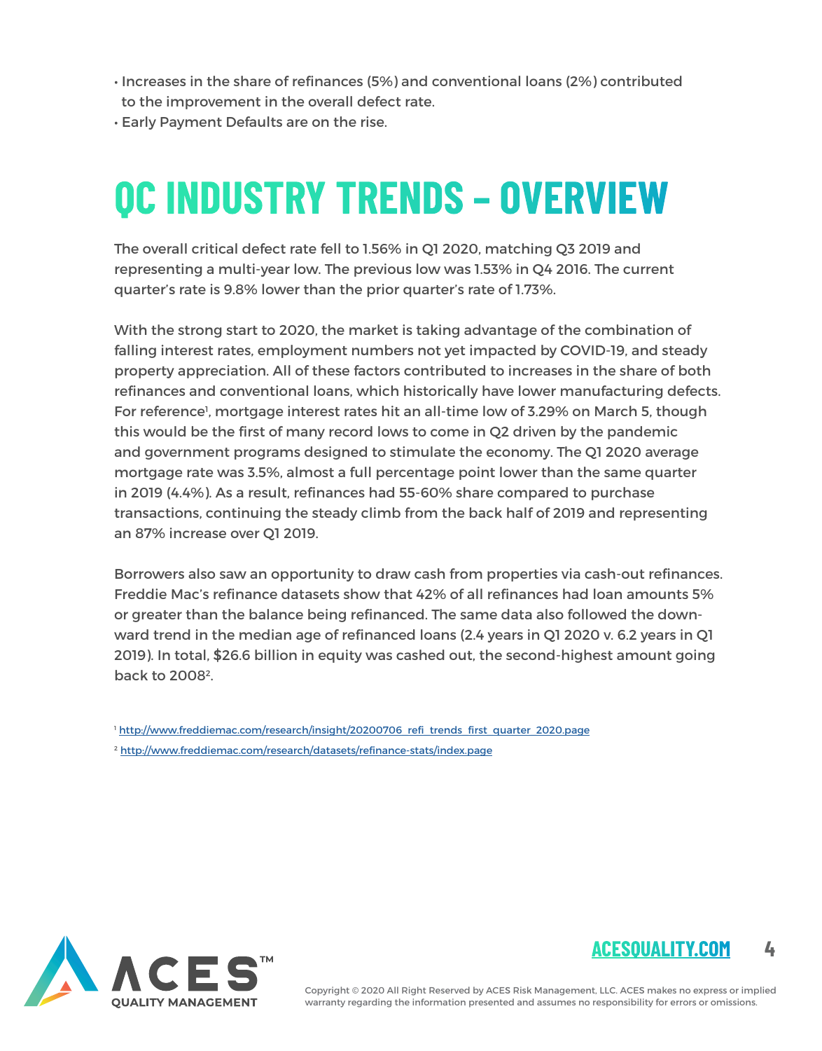- Increases in the share of refinances (5%) and conventional loans (2%) contributed to the improvement in the overall defect rate.
- Early Payment Defaults are on the rise.

# QC INDUSTRY TRENDS – OVERVIEW

The overall critical defect rate fell to 1.56% in Q1 2020, matching Q3 2019 and representing a multi-year low. The previous low was 1.53% in Q4 2016. The current quarter's rate is 9.8% lower than the prior quarter's rate of 1.73%.

With the strong start to 2020, the market is taking advantage of the combination of falling interest rates, employment numbers not yet impacted by COVID-19, and steady property appreciation. All of these factors contributed to increases in the share of both refinances and conventional loans, which historically have lower manufacturing defects. For reference[1], mortgage interest rates hit an all-time low of 3.29% on March 5, though this would be the first of many record lows to come in Q2 driven by the pandemic and government programs designed to stimulate the economy. The Q1 2020 average mortgage rate was 3.5%, almost a full percentage point lower than the same quarter in 2019 (4.4%). As a result, refinances had 55-60% share compared to purchase transactions, continuing the steady climb from the back half of 2019 and representing an 87% increase over Q1 2019.

Borrowers also saw an opportunity to draw cash from properties via cash-out refinances. Freddie Mac's refinance datasets show that 42% of all refinances had loan amounts 5% or greater than the balance being refinanced. The same data also followed the downward trend in the median age of refinanced loans (2.4 years in Q1 2020 v. 6.2 years in Q1 2019). In total, $26.6 billion in equity was cashed out, the second-highest amount going back to 2008[2].

[1] http://www.freddiemac.com/research/insight/20200706_refi_trends_first_quarter_2020.page

[2] http://www.freddiemac.com/research/datasets/refinance-stats/index.page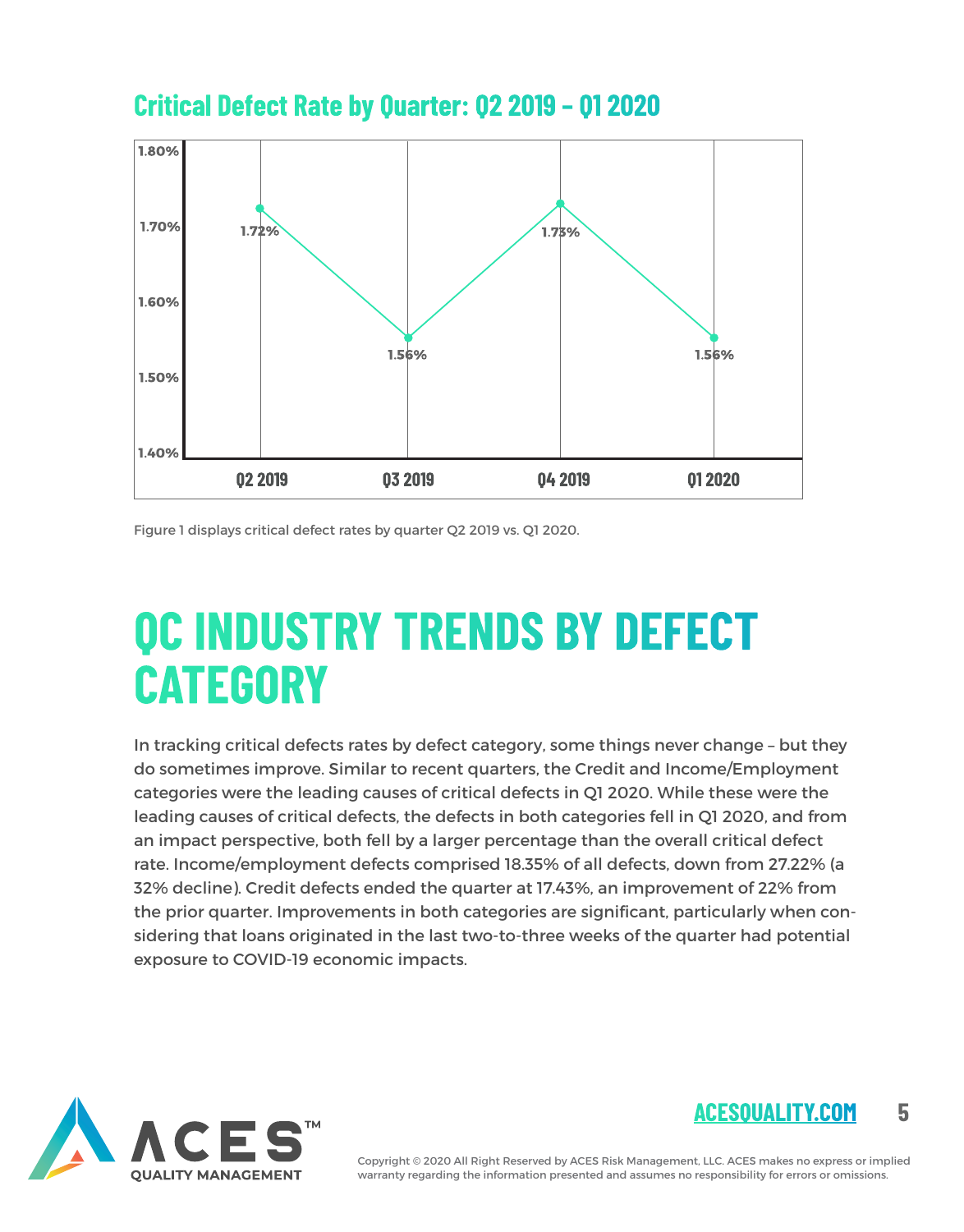## Critical Defect Rate by Quarter: Q2 2019 – Q1 2020

| Quarter | Critical Defect Rate |
| --- | --- |
| Q2 2019 | 1.72% |
| Q3 2019 | 1.56% |
| Q4 2019 | 1.73% |
| Q1 2020 | 1.56% |

Figure 1 displays critical defect rates by quarter Q2 2019 vs. Q1 2020.

# QC INDUSTRY TRENDS BY DEFECT CATEGORY

In tracking critical defects rates by defect category, some things never change – but they do sometimes improve. Similar to recent quarters, the Credit and Income/Employment categories were the leading causes of critical defects in Q1 2020. While these were the leading causes of critical defects, the defects in both categories fell in Q1 2020, and from an impact perspective, both fell by a larger percentage than the overall critical defect rate. Income/employment defects comprised 18.35% of all defects, down from 27.22% (a 32% decline). Credit defects ended the quarter at 17.43%, an improvement of 22% from the prior quarter. Improvements in both categories are significant, particularly when considering that loans originated in the last two-to-three weeks of the quarter had potential exposure to COVID-19 economic impacts.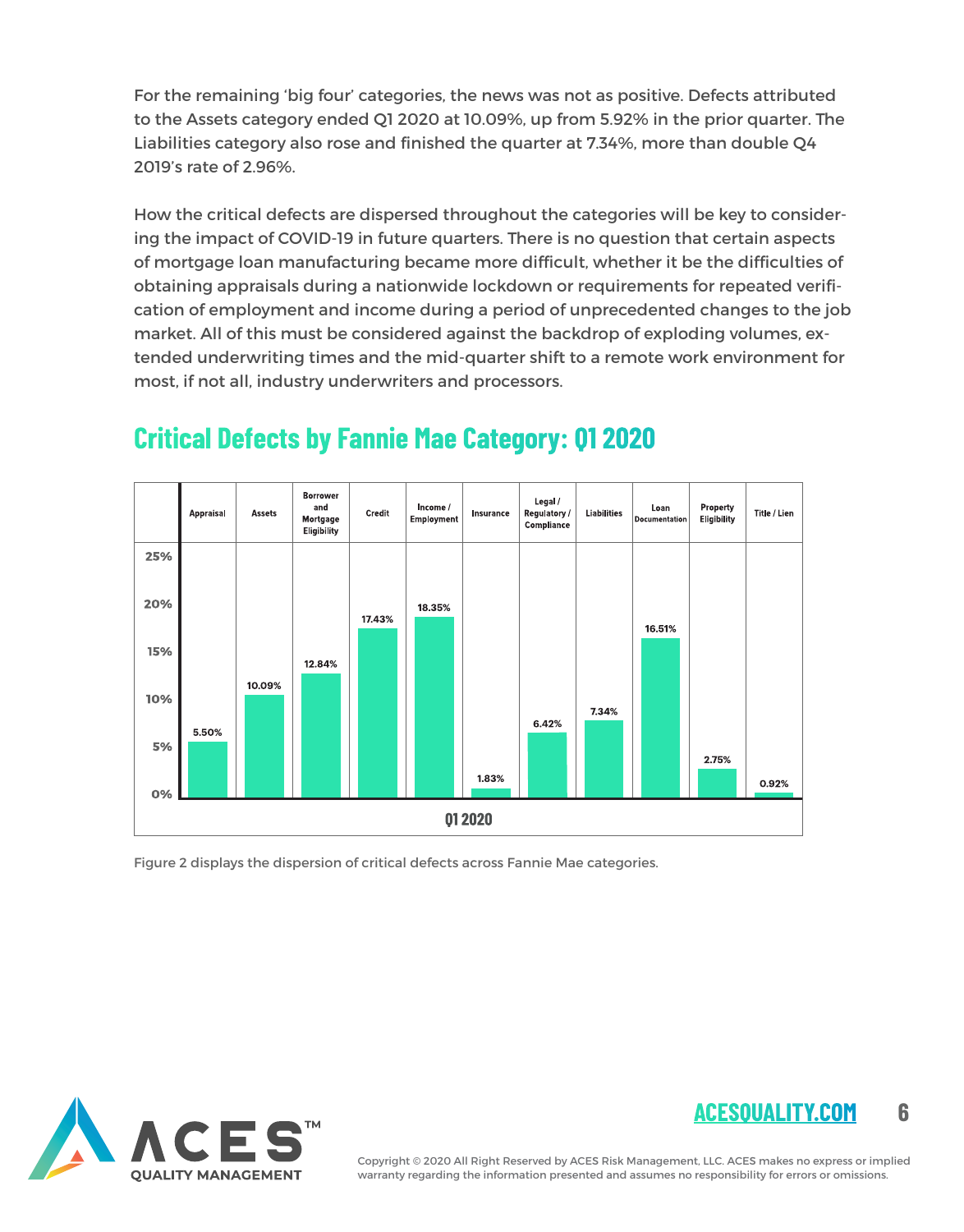For the remaining 'big four' categories, the news was not as positive. Defects attributed to the Assets category ended Q1 2020 at 10.09%, up from 5.92% in the prior quarter. The Liabilities category also rose and finished the quarter at 7.34%, more than double Q4 2019's rate of 2.96%.

How the critical defects are dispersed throughout the categories will be key to considering the impact of COVID-19 in future quarters. There is no question that certain aspects of mortgage loan manufacturing became more difficult, whether it be the difficulties of obtaining appraisals during a nationwide lockdown or requirements for repeated verification of employment and income during a period of unprecedented changes to the job market. All of this must be considered against the backdrop of exploding volumes, extended underwriting times and the mid-quarter shift to a remote work environment for most, if not all, industry underwriters and processors.

## Critical Defects by Fannie Mae Category: Q1 2020

| Category | Q1 2020 |
|---|---|
| Appraisal | 5.50% |
| Assets | 10.09% |
| Borrower and Mortgage Eligibility | 12.84% |
| Credit | 17.43% |
| Income / Employment | 18.35% |
| Insurance | 1.83% |
| Legal / Regulatory / Compliance | 6.42% |
| Liabilities | 7.34% |
| Loan Documentation | 16.51% |
| Property Eligibility | 2.75% |
| Title / Lien | 0.92% |

Figure 2 displays the dispersion of critical defects across Fannie Mae categories.

Copyright © 2020 All Right Reserved by ACES Risk Management, LLC. ACES makes no express or implied warranty regarding the information presented and assumes no responsibility for errors or omissions.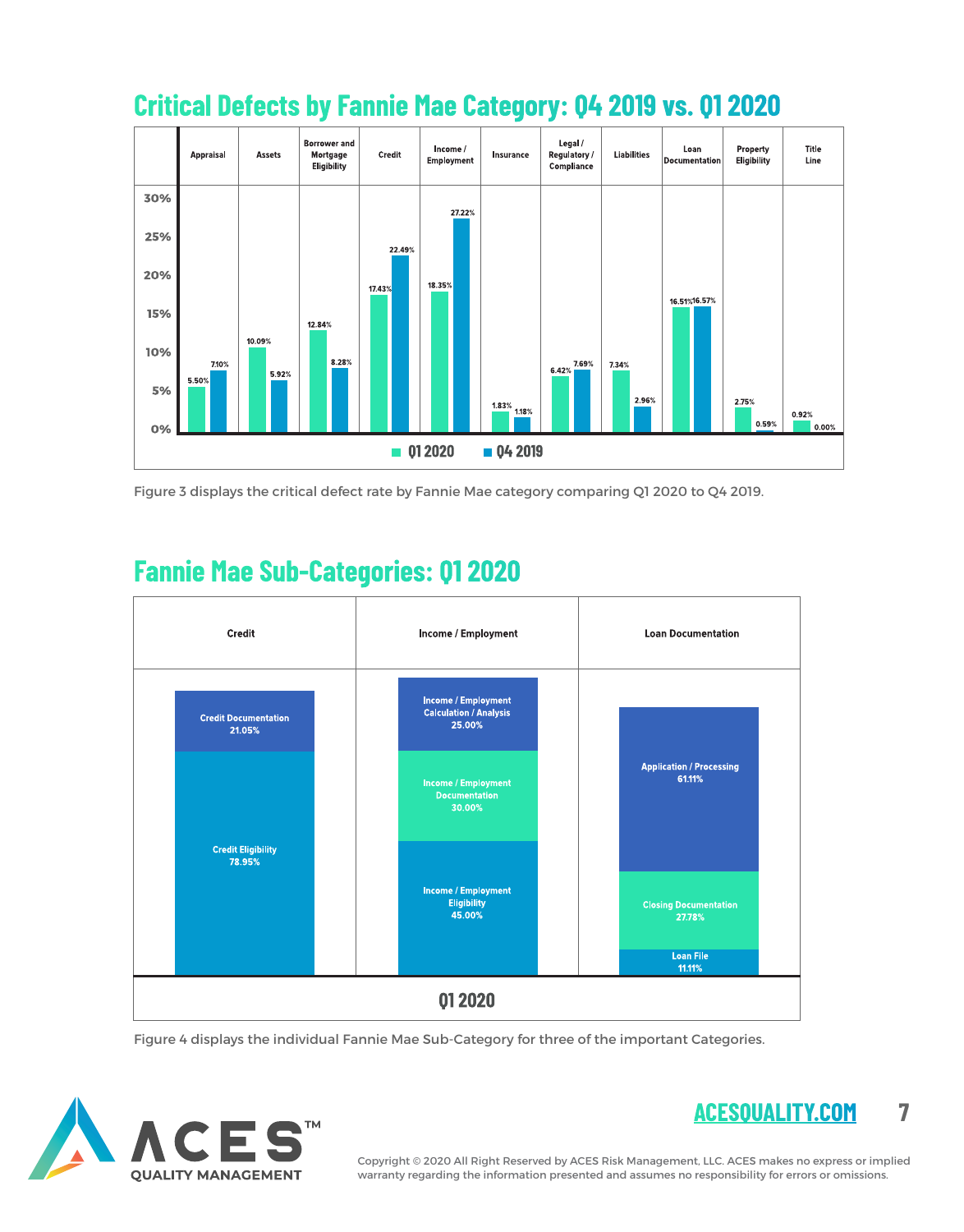## Critical Defects by Fannie Mae Category: Q4 2019 vs. Q1 2020

| Category | Q1 2020 | Q4 2019 |
|---|---|---|
| Appraisal | 5.50% | 7.10% |
| Assets | 10.09% | 5.92% |
| Borrower and Mortgage Eligibility | 12.84% | 8.28% |
| Credit | 17.43% | 22.49% |
| Income / Employment | 18.35% | 27.22% |
| Insurance | 1.83% | 1.18% |
| Legal / Regulatory / Compliance | 6.42% | 7.69% |
| Liabilities | 7.34% | 2.96% |
| Loan Documentation | 16.51% | 16.57% |
| Property Eligibility | 2.75% | 0.59% |
| Title Line | 0.92% | 0.00% |

Figure 3 displays the critical defect rate by Fannie Mae category comparing Q1 2020 to Q4 2019.

## Fannie Mae Sub-Categories: Q1 2020

| Credit | Income / Employment | Loan Documentation |
|---|---|---|
| Credit Documentation 21.05% | Income / Employment Calculation / Analysis 25.00% | Application / Processing 61.11% |
| Credit Eligibility 78.95% | Income / Employment Documentation 30.00% | Closing Documentation 27.78% |
| | Income / Employment Eligibility 45.00% | Loan File 11.11% |

Q1 2020

Figure 4 displays the individual Fannie Mae Sub-Category for three of the important Categories.

ACESQUALITY.COM

Copyright © 2020 All Right Reserved by ACES Risk Management, LLC. ACES makes no express or implied warranty regarding the information presented and assumes no responsibility for errors or omissions.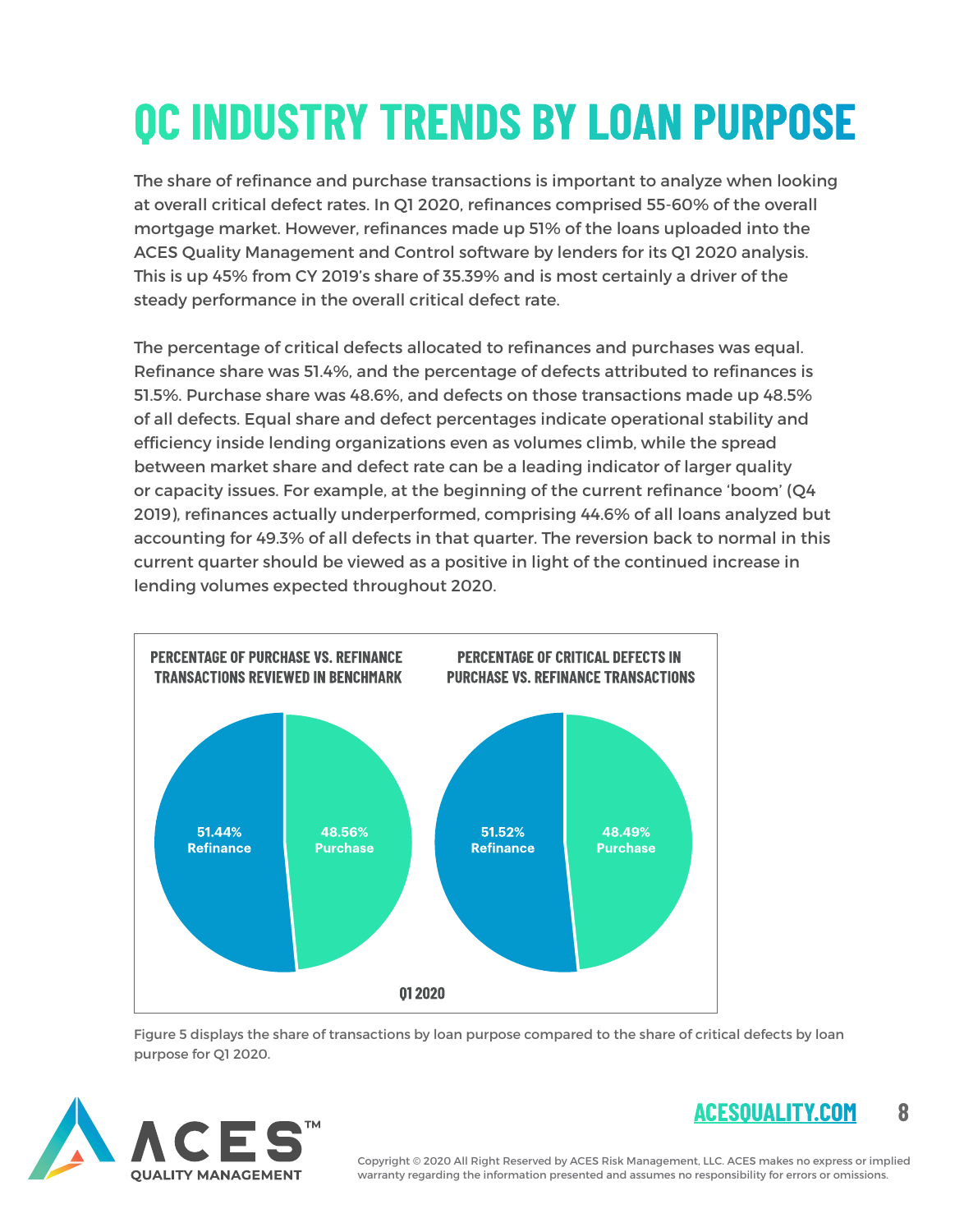# QC INDUSTRY TRENDS BY LOAN PURPOSE

The share of refinance and purchase transactions is important to analyze when looking at overall critical defect rates. In Q1 2020, refinances comprised 55-60% of the overall mortgage market. However, refinances made up 51% of the loans uploaded into the ACES Quality Management and Control software by lenders for its Q1 2020 analysis. This is up 45% from CY 2019's share of 35.39% and is most certainly a driver of the steady performance in the overall critical defect rate.

The percentage of critical defects allocated to refinances and purchases was equal. Refinance share was 51.4%, and the percentage of defects attributed to refinances is 51.5%. Purchase share was 48.6%, and defects on those transactions made up 48.5% of all defects. Equal share and defect percentages indicate operational stability and efficiency inside lending organizations even as volumes climb, while the spread between market share and defect rate can be a leading indicator of larger quality or capacity issues. For example, at the beginning of the current refinance 'boom' (Q4 2019), refinances actually underperformed, comprising 44.6% of all loans analyzed but accounting for 49.3% of all defects in that quarter. The reversion back to normal in this current quarter should be viewed as a positive in light of the continued increase in lending volumes expected throughout 2020.

**PERCENTAGE OF PURCHASE VS. REFINANCE TRANSACTIONS REVIEWED IN BENCHMARK**

| Loan Purpose | Share |
| --- | --- |
| Refinance | 51.44% |
| Purchase | 48.56% |

**PERCENTAGE OF CRITICAL DEFECTS IN PURCHASE VS. REFINANCE TRANSACTIONS**

| Loan Purpose | Share |
| --- | --- |
| Refinance | 51.52% |
| Purchase | 48.49% |

Q1 2020

Figure 5 displays the share of transactions by loan purpose compared to the share of critical defects by loan purpose for Q1 2020.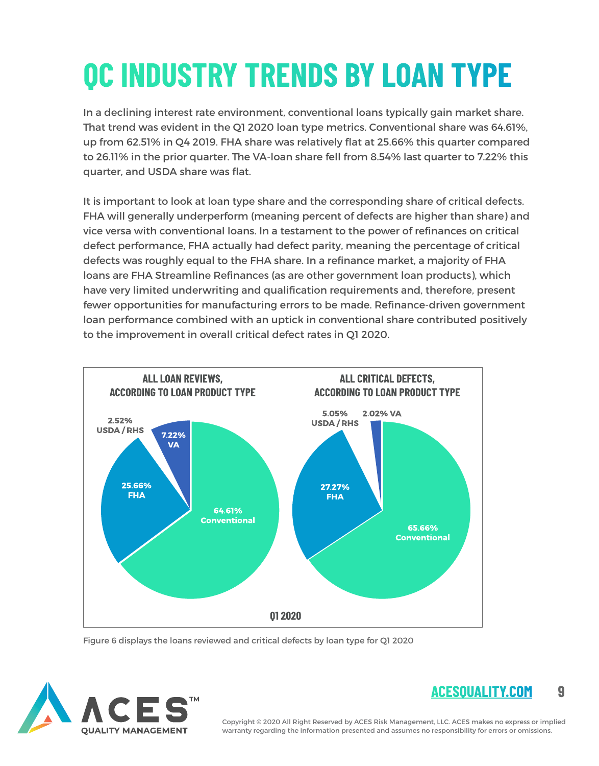# QC INDUSTRY TRENDS BY LOAN TYPE

In a declining interest rate environment, conventional loans typically gain market share. That trend was evident in the Q1 2020 loan type metrics. Conventional share was 64.61%, up from 62.51% in Q4 2019. FHA share was relatively flat at 25.66% this quarter compared to 26.11% in the prior quarter. The VA-loan share fell from 8.54% last quarter to 7.22% this quarter, and USDA share was flat.

It is important to look at loan type share and the corresponding share of critical defects. FHA will generally underperform (meaning percent of defects are higher than share) and vice versa with conventional loans. In a testament to the power of refinances on critical defect performance, FHA actually had defect parity, meaning the percentage of critical defects was roughly equal to the FHA share. In a refinance market, a majority of FHA loans are FHA Streamline Refinances (as are other government loan products), which have very limited underwriting and qualification requirements and, therefore, present fewer opportunities for manufacturing errors to be made. Refinance-driven government loan performance combined with an uptick in conventional share contributed positively to the improvement in overall critical defect rates in Q1 2020.

**Q1 2020**

| Loan Product Type | All Loan Reviews | All Critical Defects |
|---|---|---|
| Conventional | 64.61% | 65.66% |
| FHA | 25.66% | 27.27% |
| VA | 7.22% | 2.02% |
| USDA / RHS | 2.52% | 5.05% |

Figure 6 displays the loans reviewed and critical defects by loan type for Q1 2020

Copyright © 2020 All Right Reserved by ACES Risk Management, LLC. ACES makes no express or implied warranty regarding the information presented and assumes no responsibility for errors or omissions.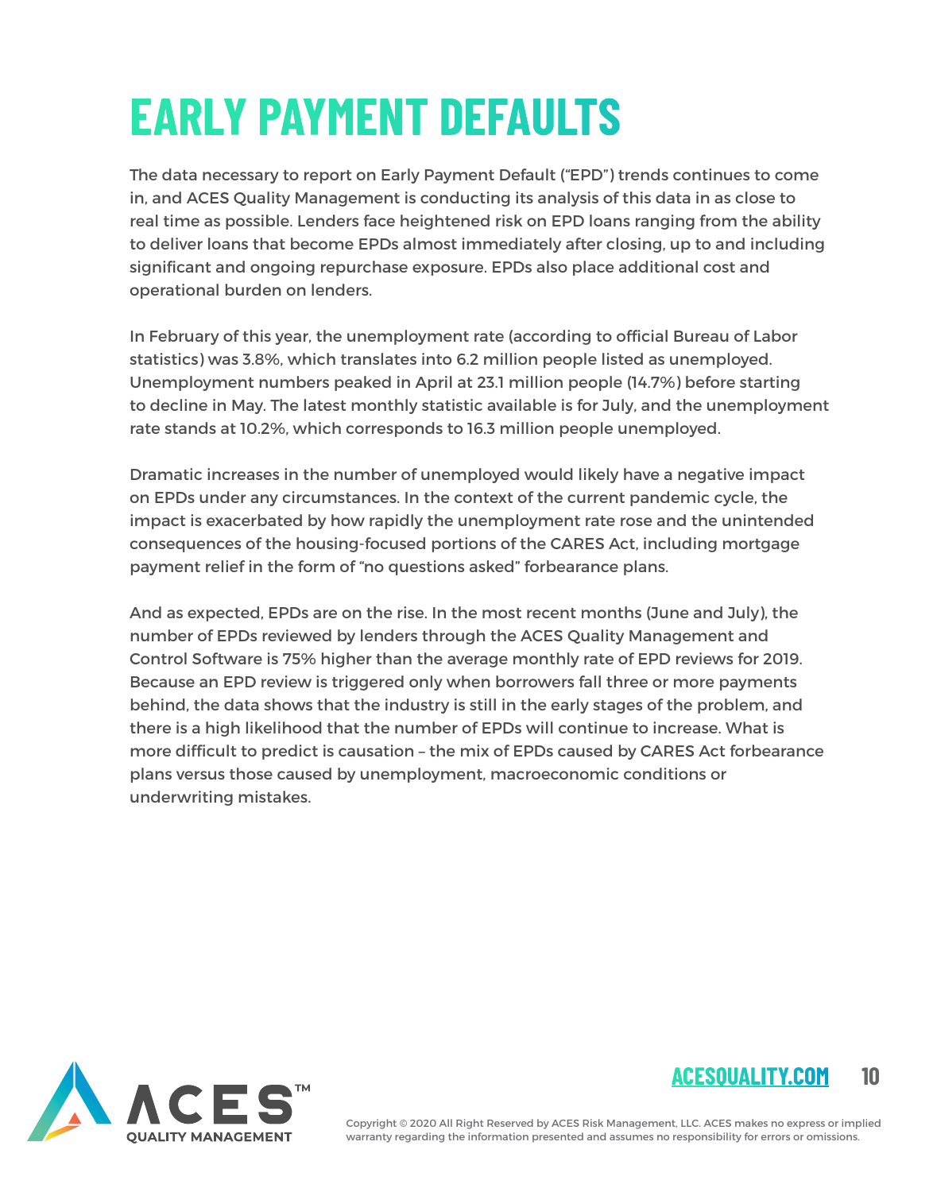# EARLY PAYMENT DEFAULTS

The data necessary to report on Early Payment Default ("EPD") trends continues to come in, and ACES Quality Management is conducting its analysis of this data in as close to real time as possible. Lenders face heightened risk on EPD loans ranging from the ability to deliver loans that become EPDs almost immediately after closing, up to and including significant and ongoing repurchase exposure. EPDs also place additional cost and operational burden on lenders.

In February of this year, the unemployment rate (according to official Bureau of Labor statistics) was 3.8%, which translates into 6.2 million people listed as unemployed. Unemployment numbers peaked in April at 23.1 million people (14.7%) before starting to decline in May. The latest monthly statistic available is for July, and the unemployment rate stands at 10.2%, which corresponds to 16.3 million people unemployed.

Dramatic increases in the number of unemployed would likely have a negative impact on EPDs under any circumstances. In the context of the current pandemic cycle, the impact is exacerbated by how rapidly the unemployment rate rose and the unintended consequences of the housing-focused portions of the CARES Act, including mortgage payment relief in the form of "no questions asked" forbearance plans.

And as expected, EPDs are on the rise. In the most recent months (June and July), the number of EPDs reviewed by lenders through the ACES Quality Management and Control Software is 75% higher than the average monthly rate of EPD reviews for 2019. Because an EPD review is triggered only when borrowers fall three or more payments behind, the data shows that the industry is still in the early stages of the problem, and there is a high likelihood that the number of EPDs will continue to increase. What is more difficult to predict is causation – the mix of EPDs caused by CARES Act forbearance plans versus those caused by unemployment, macroeconomic conditions or underwriting mistakes.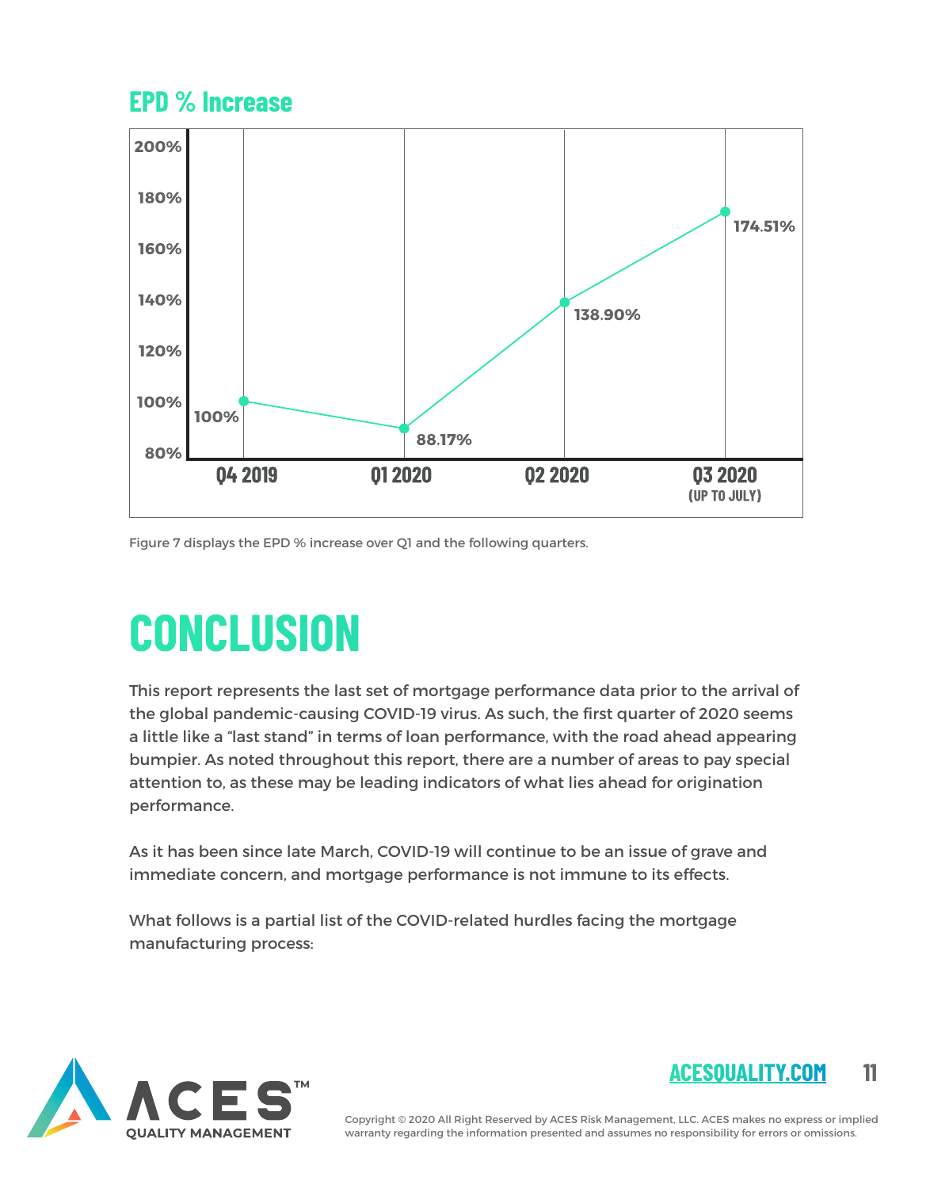## EPD % Increase

| Quarter | EPD % Increase |
|---|---|
| Q4 2019 | 100% |
| Q1 2020 | 88.17% |
| Q2 2020 | 138.90% |
| Q3 2020 (UP TO JULY) | 174.51% |

Figure 7 displays the EPD % increase over Q1 and the following quarters.

# CONCLUSION

This report represents the last set of mortgage performance data prior to the arrival of the global pandemic-causing COVID-19 virus. As such, the first quarter of 2020 seems a little like a "last stand" in terms of loan performance, with the road ahead appearing bumpier. As noted throughout this report, there are a number of areas to pay special attention to, as these may be leading indicators of what lies ahead for origination performance.

As it has been since late March, COVID-19 will continue to be an issue of grave and immediate concern, and mortgage performance is not immune to its effects.

What follows is a partial list of the COVID-related hurdles facing the mortgage manufacturing process: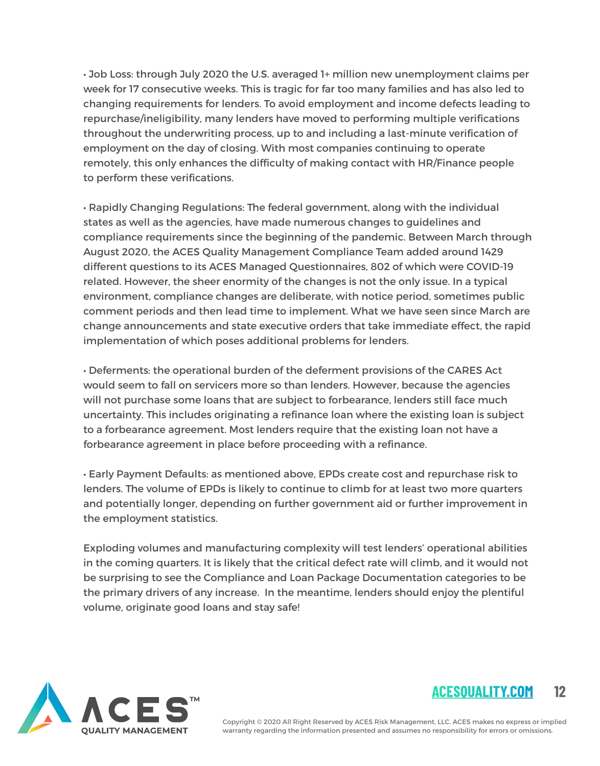• Job Loss: through July 2020 the U.S. averaged 1+ million new unemployment claims per week for 17 consecutive weeks. This is tragic for far too many families and has also led to changing requirements for lenders. To avoid employment and income defects leading to repurchase/ineligibility, many lenders have moved to performing multiple verifications throughout the underwriting process, up to and including a last-minute verification of employment on the day of closing. With most companies continuing to operate remotely, this only enhances the difficulty of making contact with HR/Finance people to perform these verifications.

• Rapidly Changing Regulations: The federal government, along with the individual states as well as the agencies, have made numerous changes to guidelines and compliance requirements since the beginning of the pandemic. Between March through August 2020, the ACES Quality Management Compliance Team added around 1429 different questions to its ACES Managed Questionnaires, 802 of which were COVID-19 related. However, the sheer enormity of the changes is not the only issue. In a typical environment, compliance changes are deliberate, with notice period, sometimes public comment periods and then lead time to implement. What we have seen since March are change announcements and state executive orders that take immediate effect, the rapid implementation of which poses additional problems for lenders.

• Deferments: the operational burden of the deferment provisions of the CARES Act would seem to fall on servicers more so than lenders. However, because the agencies will not purchase some loans that are subject to forbearance, lenders still face much uncertainty. This includes originating a refinance loan where the existing loan is subject to a forbearance agreement. Most lenders require that the existing loan not have a forbearance agreement in place before proceeding with a refinance.

• Early Payment Defaults: as mentioned above, EPDs create cost and repurchase risk to lenders. The volume of EPDs is likely to continue to climb for at least two more quarters and potentially longer, depending on further government aid or further improvement in the employment statistics.

Exploding volumes and manufacturing complexity will test lenders' operational abilities in the coming quarters. It is likely that the critical defect rate will climb, and it would not be surprising to see the Compliance and Loan Package Documentation categories to be the primary drivers of any increase. In the meantime, lenders should enjoy the plentiful volume, originate good loans and stay safe!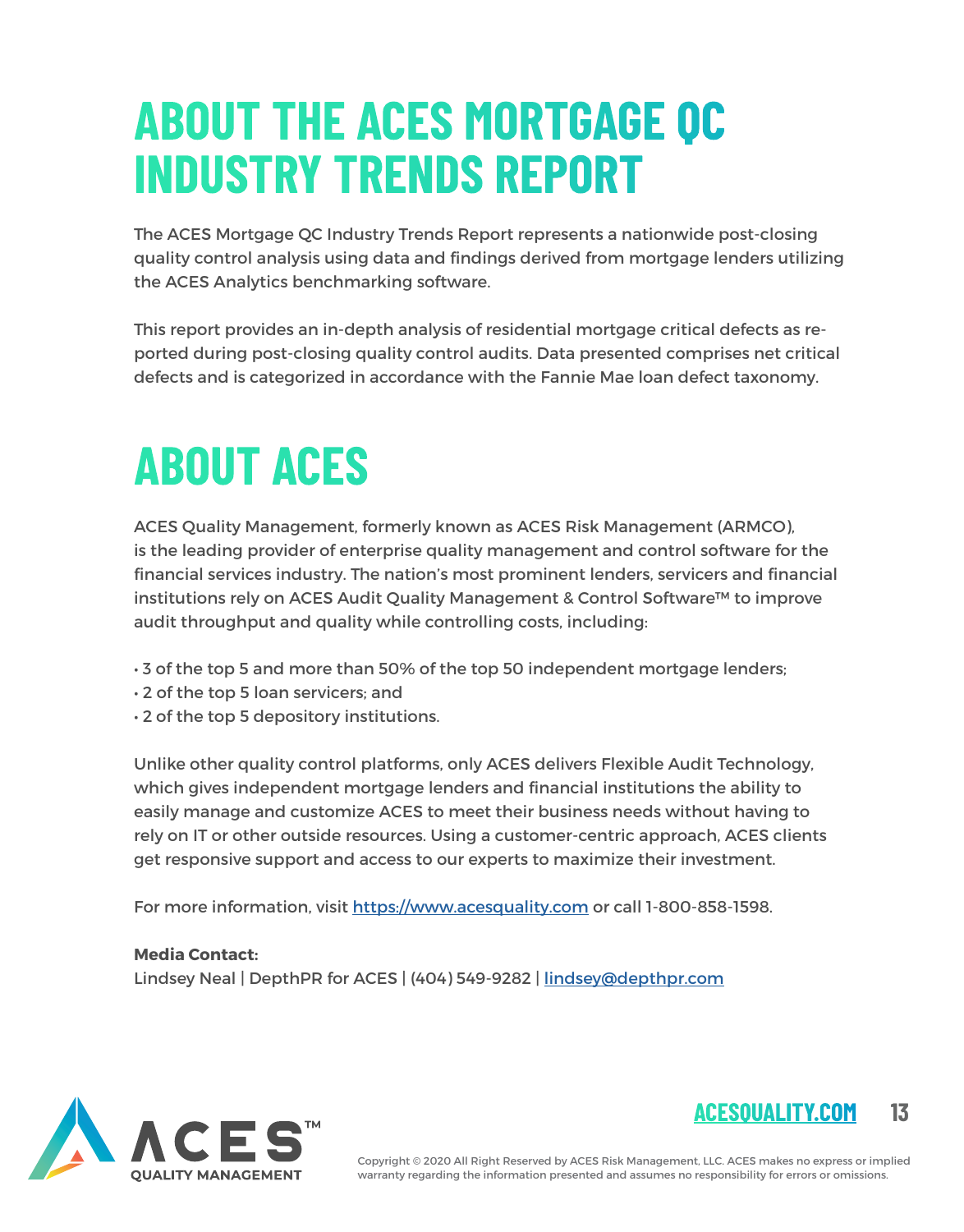# ABOUT THE ACES MORTGAGE QC INDUSTRY TRENDS REPORT

The ACES Mortgage QC Industry Trends Report represents a nationwide post-closing quality control analysis using data and findings derived from mortgage lenders utilizing the ACES Analytics benchmarking software.

This report provides an in-depth analysis of residential mortgage critical defects as reported during post-closing quality control audits. Data presented comprises net critical defects and is categorized in accordance with the Fannie Mae loan defect taxonomy.

# ABOUT ACES

ACES Quality Management, formerly known as ACES Risk Management (ARMCO), is the leading provider of enterprise quality management and control software for the financial services industry. The nation's most prominent lenders, servicers and financial institutions rely on ACES Audit Quality Management & Control Software™ to improve audit throughput and quality while controlling costs, including:

- 3 of the top 5 and more than 50% of the top 50 independent mortgage lenders;
- 2 of the top 5 loan servicers; and
- 2 of the top 5 depository institutions.

Unlike other quality control platforms, only ACES delivers Flexible Audit Technology, which gives independent mortgage lenders and financial institutions the ability to easily manage and customize ACES to meet their business needs without having to rely on IT or other outside resources. Using a customer-centric approach, ACES clients get responsive support and access to our experts to maximize their investment.

For more information, visit https://www.acesquality.com or call 1-800-858-1598.

**Media Contact:**
Lindsey Neal | DepthPR for ACES | (404) 549-9282 | lindsey@depthpr.com

ACES QUALITY MANAGEMENT

ACESQUALITY.COM

Copyright © 2020 All Right Reserved by ACES Risk Management, LLC. ACES makes no express or implied warranty regarding the information presented and assumes no responsibility for errors or omissions.